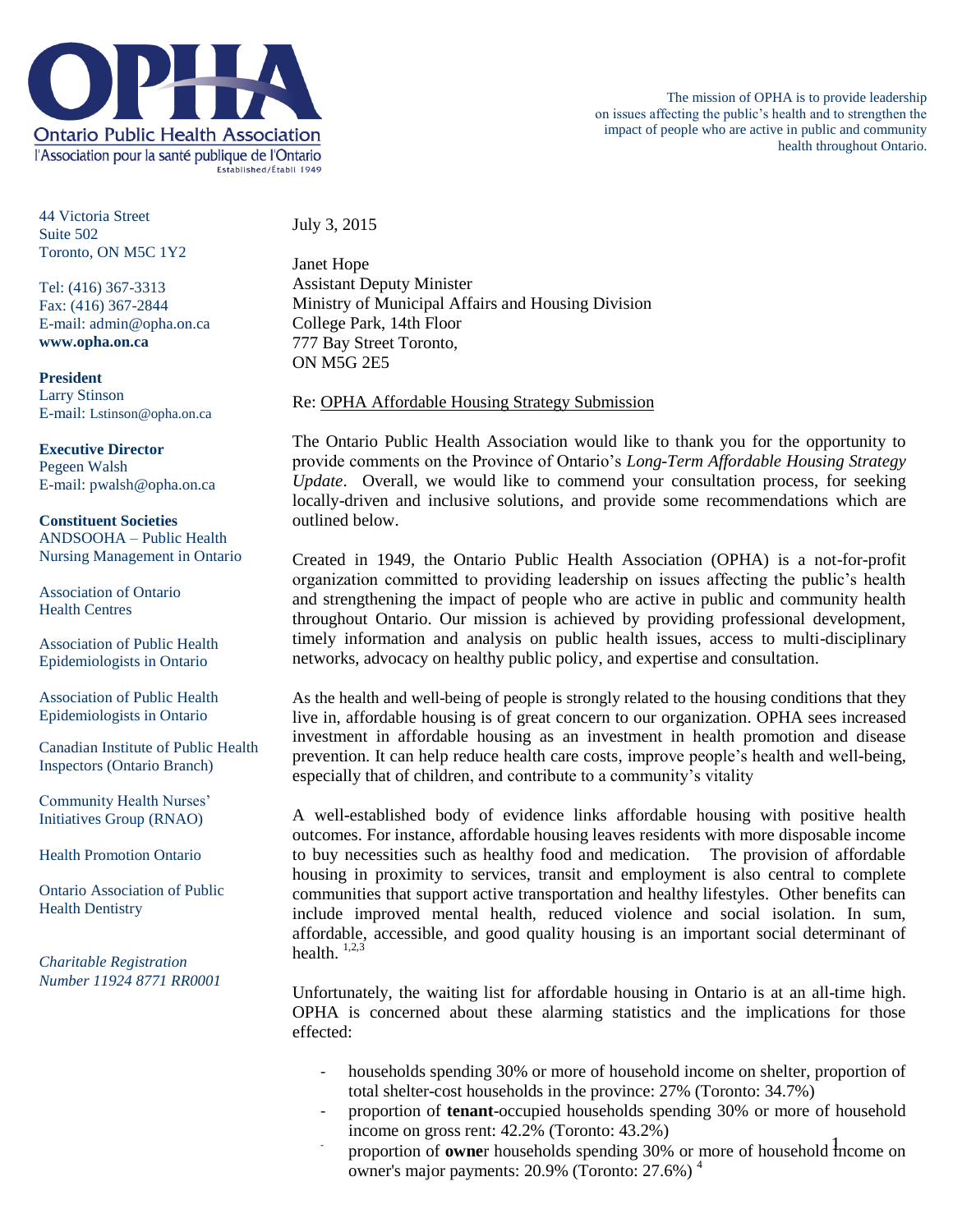**Ontario Public Health Association**
l'Association pour la santé publique de l'Ontario
Established/Établi 1949

The mission of OPHA is to provide leadership on issues affecting the public's health and to strengthen the impact of people who are active in public and community health throughout Ontario.

44 Victoria Street
Suite 502
Toronto, ON M5C 1Y2

Tel: (416) 367-3313
Fax: (416) 367-2844
E-mail: admin@opha.on.ca
**www.opha.on.ca**

**President**
Larry Stinson
E-mail: Lstinson@opha.on.ca

**Executive Director**
Pegeen Walsh
E-mail: pwalsh@opha.on.ca

**Constituent Societies**
ANDSOOHA – Public Health Nursing Management in Ontario

Association of Ontario Health Centres

Association of Public Health Epidemiologists in Ontario

Association of Public Health Epidemiologists in Ontario

Canadian Institute of Public Health Inspectors (Ontario Branch)

Community Health Nurses' Initiatives Group (RNAO)

Health Promotion Ontario

Ontario Association of Public Health Dentistry

*Charitable Registration Number 11924 8771 RR0001*

July 3, 2015

Janet Hope
Assistant Deputy Minister
Ministry of Municipal Affairs and Housing Division
College Park, 14th Floor
777 Bay Street Toronto,
ON M5G 2E5

Re: OPHA Affordable Housing Strategy Submission

The Ontario Public Health Association would like to thank you for the opportunity to provide comments on the Province of Ontario's *Long-Term Affordable Housing Strategy Update*. Overall, we would like to commend your consultation process, for seeking locally-driven and inclusive solutions, and provide some recommendations which are outlined below.

Created in 1949, the Ontario Public Health Association (OPHA) is a not-for-profit organization committed to providing leadership on issues affecting the public's health and strengthening the impact of people who are active in public and community health throughout Ontario. Our mission is achieved by providing professional development, timely information and analysis on public health issues, access to multi-disciplinary networks, advocacy on healthy public policy, and expertise and consultation.

As the health and well-being of people is strongly related to the housing conditions that they live in, affordable housing is of great concern to our organization. OPHA sees increased investment in affordable housing as an investment in health promotion and disease prevention. It can help reduce health care costs, improve people's health and well-being, especially that of children, and contribute to a community's vitality

A well-established body of evidence links affordable housing with positive health outcomes. For instance, affordable housing leaves residents with more disposable income to buy necessities such as healthy food and medication. The provision of affordable housing in proximity to services, transit and employment is also central to complete communities that support active transportation and healthy lifestyles. Other benefits can include improved mental health, reduced violence and social isolation. In sum, affordable, accessible, and good quality housing is an important social determinant of health. [1,2,3]

Unfortunately, the waiting list for affordable housing in Ontario is at an all-time high. OPHA is concerned about these alarming statistics and the implications for those effected:

- households spending 30% or more of household income on shelter, proportion of total shelter-cost households in the province: 27% (Toronto: 34.7%)
- proportion of **tenant**-occupied households spending 30% or more of household income on gross rent: 42.2% (Toronto: 43.2%)
- proportion of **owne**r households spending 30% or more of household income on owner's major payments: 20.9% (Toronto: 27.6%) [4]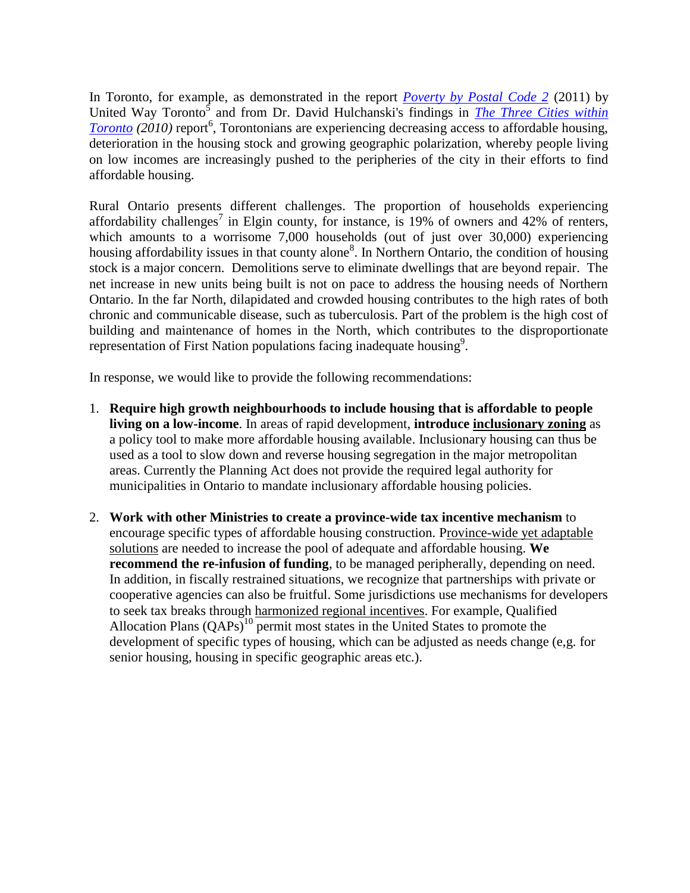In Toronto, for example, as demonstrated in the report *Poverty by Postal Code 2* (2011) by United Way Toronto[5] and from Dr. David Hulchanski's findings in *The Three Cities within Toronto (2010)* report[6], Torontonians are experiencing decreasing access to affordable housing, deterioration in the housing stock and growing geographic polarization, whereby people living on low incomes are increasingly pushed to the peripheries of the city in their efforts to find affordable housing.

Rural Ontario presents different challenges. The proportion of households experiencing affordability challenges[7] in Elgin county, for instance, is 19% of owners and 42% of renters, which amounts to a worrisome 7,000 households (out of just over 30,000) experiencing housing affordability issues in that county alone[8]. In Northern Ontario, the condition of housing stock is a major concern. Demolitions serve to eliminate dwellings that are beyond repair. The net increase in new units being built is not on pace to address the housing needs of Northern Ontario. In the far North, dilapidated and crowded housing contributes to the high rates of both chronic and communicable disease, such as tuberculosis. Part of the problem is the high cost of building and maintenance of homes in the North, which contributes to the disproportionate representation of First Nation populations facing inadequate housing[9].

In response, we would like to provide the following recommendations:

1. **Require high growth neighbourhoods to include housing that is affordable to people living on a low-income**. In areas of rapid development, **introduce inclusionary zoning** as a policy tool to make more affordable housing available. Inclusionary housing can thus be used as a tool to slow down and reverse housing segregation in the major metropolitan areas. Currently the Planning Act does not provide the required legal authority for municipalities in Ontario to mandate inclusionary affordable housing policies.

2. **Work with other Ministries to create a province-wide tax incentive mechanism** to encourage specific types of affordable housing construction. Province-wide yet adaptable solutions are needed to increase the pool of adequate and affordable housing. **We recommend the re-infusion of funding**, to be managed peripherally, depending on need. In addition, in fiscally restrained situations, we recognize that partnerships with private or cooperative agencies can also be fruitful. Some jurisdictions use mechanisms for developers to seek tax breaks through harmonized regional incentives. For example, Qualified Allocation Plans (QAPs)[10] permit most states in the United States to promote the development of specific types of housing, which can be adjusted as needs change (e,g. for senior housing, housing in specific geographic areas etc.).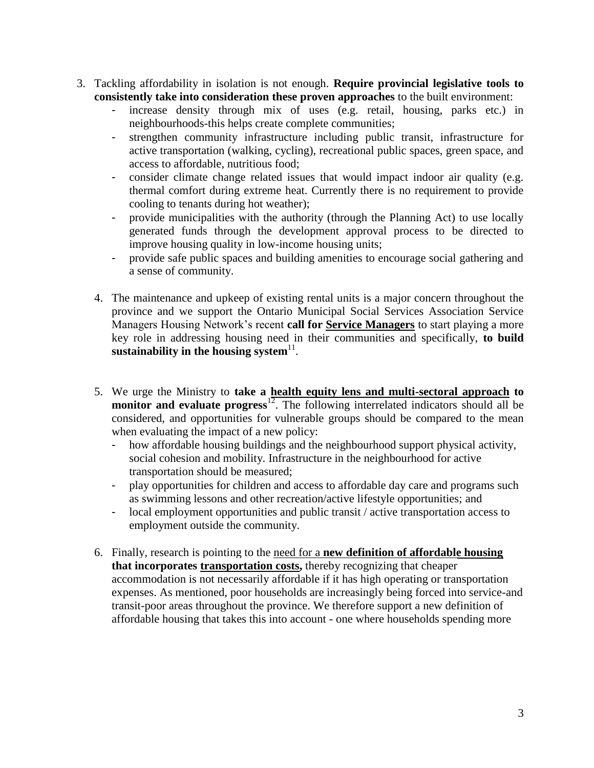3. Tackling affordability in isolation is not enough. **Require provincial legislative tools to consistently take into consideration these proven approaches** to the built environment:
   - increase density through mix of uses (e.g. retail, housing, parks etc.) in neighbourhoods-this helps create complete communities;
   - strengthen community infrastructure including public transit, infrastructure for active transportation (walking, cycling), recreational public spaces, green space, and access to affordable, nutritious food;
   - consider climate change related issues that would impact indoor air quality (e.g. thermal comfort during extreme heat. Currently there is no requirement to provide cooling to tenants during hot weather);
   - provide municipalities with the authority (through the Planning Act) to use locally generated funds through the development approval process to be directed to improve housing quality in low-income housing units;
   - provide safe public spaces and building amenities to encourage social gathering and a sense of community.

4. The maintenance and upkeep of existing rental units is a major concern throughout the province and we support the Ontario Municipal Social Services Association Service Managers Housing Network's recent **call for Service Managers** to start playing a more key role in addressing housing need in their communities and specifically, **to build sustainability in the housing system**[11].

5. We urge the Ministry to **take a health equity lens and multi-sectoral approach to monitor and evaluate progress**[12]. The following interrelated indicators should all be considered, and opportunities for vulnerable groups should be compared to the mean when evaluating the impact of a new policy:
   - how affordable housing buildings and the neighbourhood support physical activity, social cohesion and mobility. Infrastructure in the neighbourhood for active transportation should be measured;
   - play opportunities for children and access to affordable day care and programs such as swimming lessons and other recreation/active lifestyle opportunities; and
   - local employment opportunities and public transit / active transportation access to employment outside the community.

6. Finally, research is pointing to the need for a **new definition of affordable housing that incorporates transportation costs,** thereby recognizing that cheaper accommodation is not necessarily affordable if it has high operating or transportation expenses. As mentioned, poor households are increasingly being forced into service-and transit-poor areas throughout the province. We therefore support a new definition of affordable housing that takes this into account - one where households spending more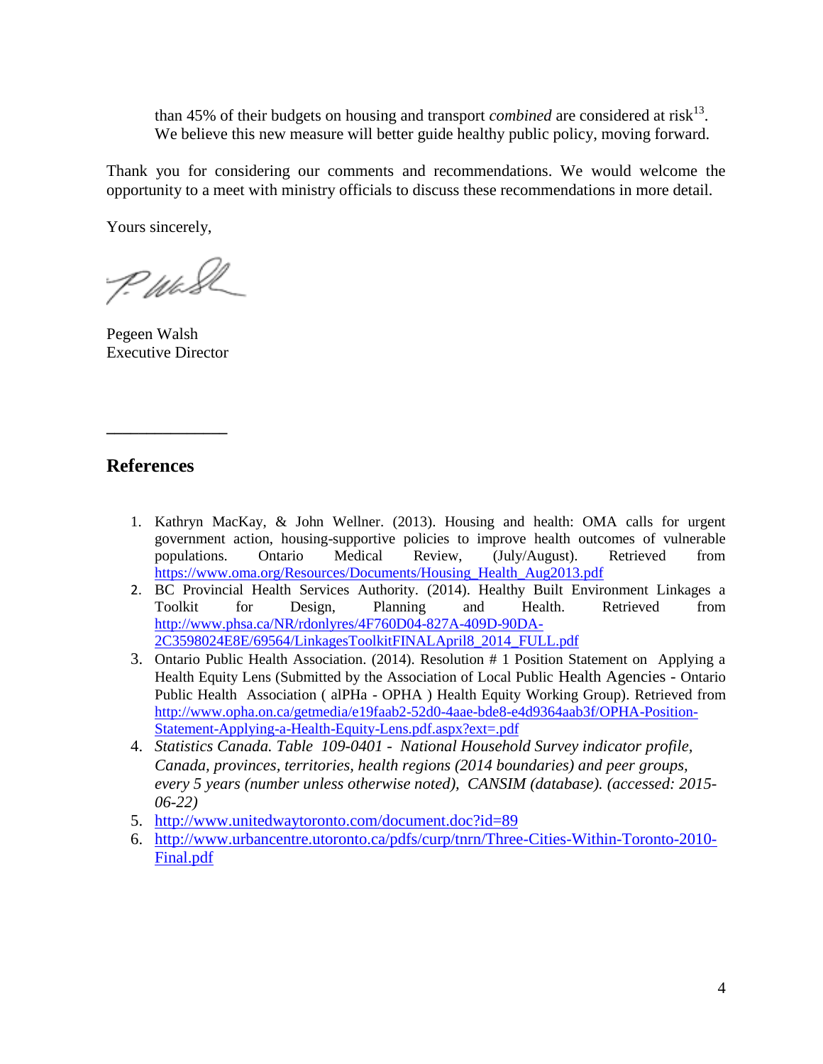than 45% of their budgets on housing and transport *combined* are considered at risk[13]. We believe this new measure will better guide healthy public policy, moving forward.

Thank you for considering our comments and recommendations. We would welcome the opportunity to a meet with ministry officials to discuss these recommendations in more detail.

Yours sincerely,

Pegeen Walsh
Executive Director

---

## References

1. Kathryn MacKay, & John Wellner. (2013). Housing and health: OMA calls for urgent government action, housing-supportive policies to improve health outcomes of vulnerable populations. Ontario Medical Review, (July/August). Retrieved from https://www.oma.org/Resources/Documents/Housing_Health_Aug2013.pdf
2. BC Provincial Health Services Authority. (2014). Healthy Built Environment Linkages a Toolkit for Design, Planning and Health. Retrieved from http://www.phsa.ca/NR/rdonlyres/4F760D04-827A-409D-90DA-2C3598024E8E/69564/LinkagesToolkitFINALApril8_2014_FULL.pdf
3. Ontario Public Health Association. (2014). Resolution # 1 Position Statement on Applying a Health Equity Lens (Submitted by the Association of Local Public Health Agencies - Ontario Public Health Association ( alPHa - OPHA ) Health Equity Working Group). Retrieved from http://www.opha.on.ca/getmedia/e19faab2-52d0-4aae-bde8-e4d9364aab3f/OPHA-Position-Statement-Applying-a-Health-Equity-Lens.pdf.aspx?ext=.pdf
4. *Statistics Canada. Table 109-0401 - National Household Survey indicator profile, Canada, provinces, territories, health regions (2014 boundaries) and peer groups, every 5 years (number unless otherwise noted), CANSIM (database). (accessed: 2015-06-22)*
5. http://www.unitedwaytoronto.com/document.doc?id=89
6. http://www.urbancentre.utoronto.ca/pdfs/curp/tnrn/Three-Cities-Within-Toronto-2010-Final.pdf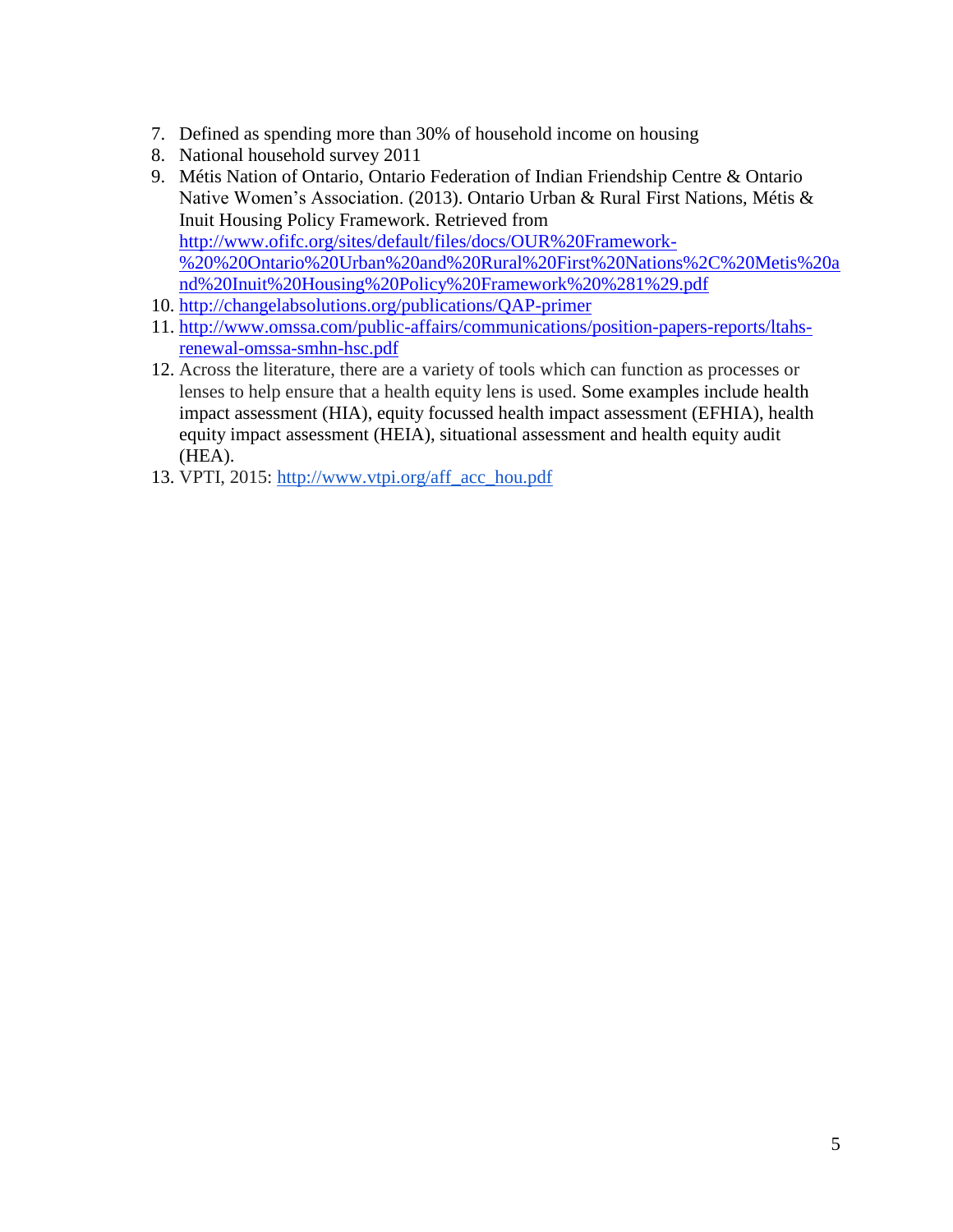7. Defined as spending more than 30% of household income on housing
8. National household survey 2011
9. Métis Nation of Ontario, Ontario Federation of Indian Friendship Centre & Ontario Native Women's Association. (2013). Ontario Urban & Rural First Nations, Métis & Inuit Housing Policy Framework. Retrieved from http://www.ofifc.org/sites/default/files/docs/OUR%20Framework-%20%20Ontario%20Urban%20and%20Rural%20First%20Nations%2C%20Metis%20and%20Inuit%20Housing%20Policy%20Framework%20%281%29.pdf
10. http://changelabsolutions.org/publications/QAP-primer
11. http://www.omssa.com/public-affairs/communications/position-papers-reports/ltahs-renewal-omssa-smhn-hsc.pdf
12. Across the literature, there are a variety of tools which can function as processes or lenses to help ensure that a health equity lens is used. Some examples include health impact assessment (HIA), equity focussed health impact assessment (EFHIA), health equity impact assessment (HEIA), situational assessment and health equity audit (HEA).
13. VPTI, 2015: http://www.vtpi.org/aff_acc_hou.pdf